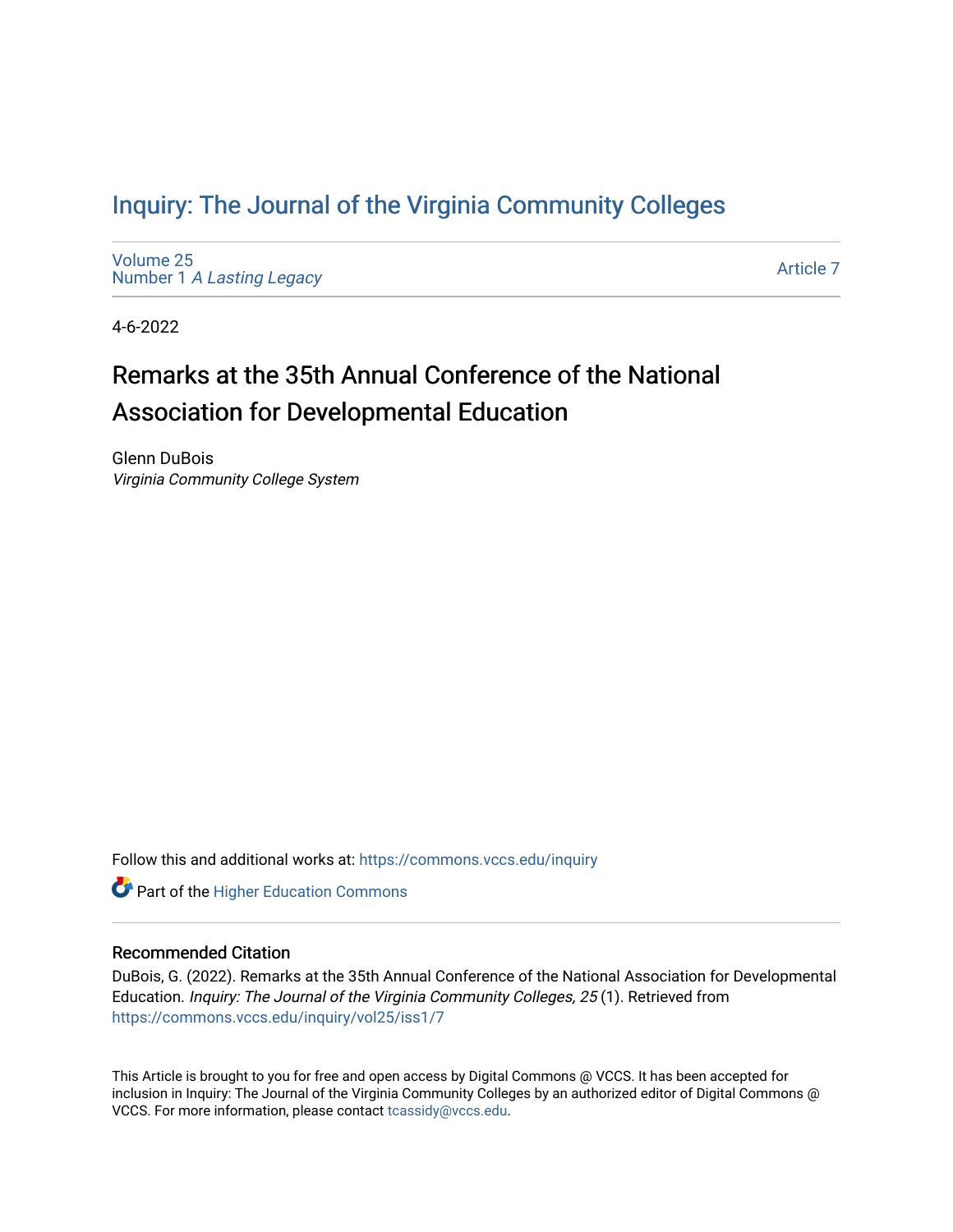# Inquiry: The Journal of the Virginia Community Colleges

Volume 25
Number 1 *A Lasting Legacy*

Article 7

4-6-2022

## Remarks at the 35th Annual Conference of the National Association for Developmental Education

Glenn DuBois
*Virginia Community College System*

Follow this and additional works at: https://commons.vccs.edu/inquiry

Part of the Higher Education Commons

### Recommended Citation

DuBois, G. (2022). Remarks at the 35th Annual Conference of the National Association for Developmental Education. *Inquiry: The Journal of the Virginia Community Colleges, 25* (1). Retrieved from https://commons.vccs.edu/inquiry/vol25/iss1/7

This Article is brought to you for free and open access by Digital Commons @ VCCS. It has been accepted for inclusion in Inquiry: The Journal of the Virginia Community Colleges by an authorized editor of Digital Commons @ VCCS. For more information, please contact tcassidy@vccs.edu.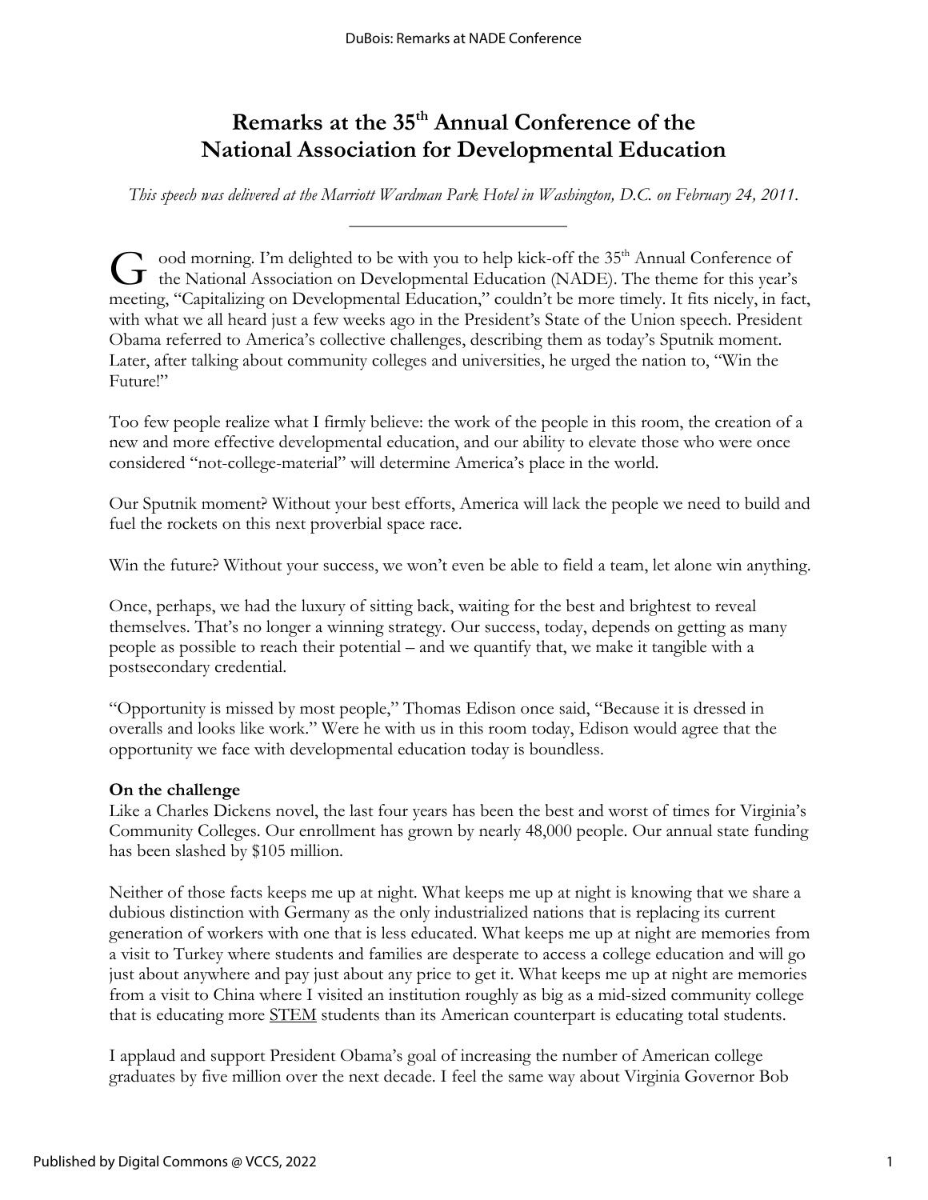# Remarks at the 35th Annual Conference of the National Association for Developmental Education

*This speech was delivered at the Marriott Wardman Park Hotel in Washington, D.C. on February 24, 2011.*

---

Good morning. I'm delighted to be with you to help kick-off the 35th Annual Conference of the National Association on Developmental Education (NADE). The theme for this year's meeting, "Capitalizing on Developmental Education," couldn't be more timely. It fits nicely, in fact, with what we all heard just a few weeks ago in the President's State of the Union speech. President Obama referred to America's collective challenges, describing them as today's Sputnik moment. Later, after talking about community colleges and universities, he urged the nation to, "Win the Future!"

Too few people realize what I firmly believe: the work of the people in this room, the creation of a new and more effective developmental education, and our ability to elevate those who were once considered "not-college-material" will determine America's place in the world.

Our Sputnik moment? Without your best efforts, America will lack the people we need to build and fuel the rockets on this next proverbial space race.

Win the future? Without your success, we won't even be able to field a team, let alone win anything.

Once, perhaps, we had the luxury of sitting back, waiting for the best and brightest to reveal themselves. That's no longer a winning strategy. Our success, today, depends on getting as many people as possible to reach their potential – and we quantify that, we make it tangible with a postsecondary credential.

"Opportunity is missed by most people," Thomas Edison once said, "Because it is dressed in overalls and looks like work." Were he with us in this room today, Edison would agree that the opportunity we face with developmental education today is boundless.

**On the challenge**

Like a Charles Dickens novel, the last four years has been the best and worst of times for Virginia's Community Colleges. Our enrollment has grown by nearly 48,000 people. Our annual state funding has been slashed by $105 million.

Neither of those facts keeps me up at night. What keeps me up at night is knowing that we share a dubious distinction with Germany as the only industrialized nations that is replacing its current generation of workers with one that is less educated. What keeps me up at night are memories from a visit to Turkey where students and families are desperate to access a college education and will go just about anywhere and pay just about any price to get it. What keeps me up at night are memories from a visit to China where I visited an institution roughly as big as a mid-sized community college that is educating more STEM students than its American counterpart is educating total students.

I applaud and support President Obama's goal of increasing the number of American college graduates by five million over the next decade. I feel the same way about Virginia Governor Bob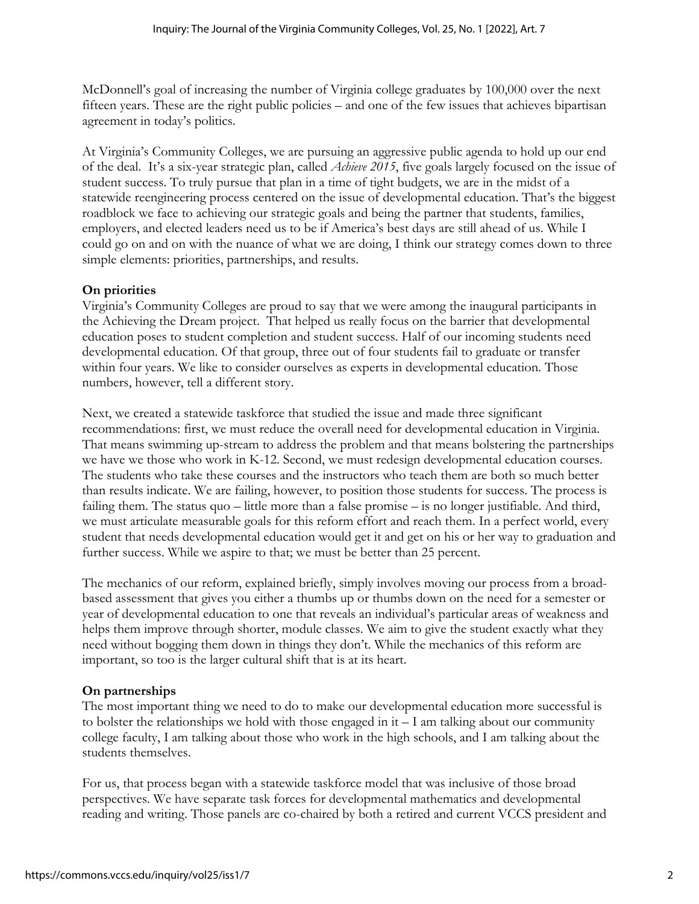McDonnell's goal of increasing the number of Virginia college graduates by 100,000 over the next fifteen years. These are the right public policies – and one of the few issues that achieves bipartisan agreement in today's politics.

At Virginia's Community Colleges, we are pursuing an aggressive public agenda to hold up our end of the deal. It's a six-year strategic plan, called *Achieve 2015*, five goals largely focused on the issue of student success. To truly pursue that plan in a time of tight budgets, we are in the midst of a statewide reengineering process centered on the issue of developmental education. That's the biggest roadblock we face to achieving our strategic goals and being the partner that students, families, employers, and elected leaders need us to be if America's best days are still ahead of us. While I could go on and on with the nuance of what we are doing, I think our strategy comes down to three simple elements: priorities, partnerships, and results.

**On priorities**

Virginia's Community Colleges are proud to say that we were among the inaugural participants in the Achieving the Dream project. That helped us really focus on the barrier that developmental education poses to student completion and student success. Half of our incoming students need developmental education. Of that group, three out of four students fail to graduate or transfer within four years. We like to consider ourselves as experts in developmental education. Those numbers, however, tell a different story.

Next, we created a statewide taskforce that studied the issue and made three significant recommendations: first, we must reduce the overall need for developmental education in Virginia. That means swimming up-stream to address the problem and that means bolstering the partnerships we have we those who work in K-12. Second, we must redesign developmental education courses. The students who take these courses and the instructors who teach them are both so much better than results indicate. We are failing, however, to position those students for success. The process is failing them. The status quo – little more than a false promise – is no longer justifiable. And third, we must articulate measurable goals for this reform effort and reach them. In a perfect world, every student that needs developmental education would get it and get on his or her way to graduation and further success. While we aspire to that; we must be better than 25 percent.

The mechanics of our reform, explained briefly, simply involves moving our process from a broad-based assessment that gives you either a thumbs up or thumbs down on the need for a semester or year of developmental education to one that reveals an individual's particular areas of weakness and helps them improve through shorter, module classes. We aim to give the student exactly what they need without bogging them down in things they don't. While the mechanics of this reform are important, so too is the larger cultural shift that is at its heart.

**On partnerships**

The most important thing we need to do to make our developmental education more successful is to bolster the relationships we hold with those engaged in it – I am talking about our community college faculty, I am talking about those who work in the high schools, and I am talking about the students themselves.

For us, that process began with a statewide taskforce model that was inclusive of those broad perspectives. We have separate task forces for developmental mathematics and developmental reading and writing. Those panels are co-chaired by both a retired and current VCCS president and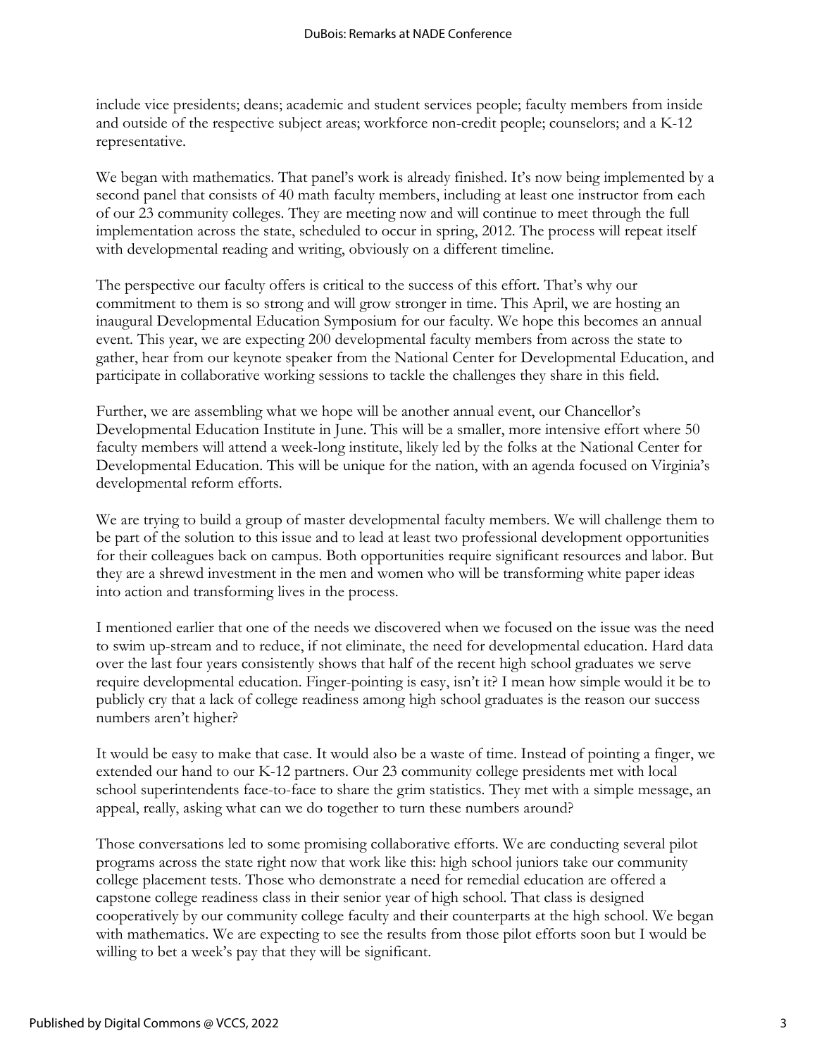include vice presidents; deans; academic and student services people; faculty members from inside and outside of the respective subject areas; workforce non-credit people; counselors; and a K-12 representative.

We began with mathematics. That panel's work is already finished. It's now being implemented by a second panel that consists of 40 math faculty members, including at least one instructor from each of our 23 community colleges. They are meeting now and will continue to meet through the full implementation across the state, scheduled to occur in spring, 2012. The process will repeat itself with developmental reading and writing, obviously on a different timeline.

The perspective our faculty offers is critical to the success of this effort. That's why our commitment to them is so strong and will grow stronger in time. This April, we are hosting an inaugural Developmental Education Symposium for our faculty. We hope this becomes an annual event. This year, we are expecting 200 developmental faculty members from across the state to gather, hear from our keynote speaker from the National Center for Developmental Education, and participate in collaborative working sessions to tackle the challenges they share in this field.

Further, we are assembling what we hope will be another annual event, our Chancellor's Developmental Education Institute in June. This will be a smaller, more intensive effort where 50 faculty members will attend a week-long institute, likely led by the folks at the National Center for Developmental Education. This will be unique for the nation, with an agenda focused on Virginia's developmental reform efforts.

We are trying to build a group of master developmental faculty members. We will challenge them to be part of the solution to this issue and to lead at least two professional development opportunities for their colleagues back on campus. Both opportunities require significant resources and labor. But they are a shrewd investment in the men and women who will be transforming white paper ideas into action and transforming lives in the process.

I mentioned earlier that one of the needs we discovered when we focused on the issue was the need to swim up-stream and to reduce, if not eliminate, the need for developmental education. Hard data over the last four years consistently shows that half of the recent high school graduates we serve require developmental education. Finger-pointing is easy, isn't it? I mean how simple would it be to publicly cry that a lack of college readiness among high school graduates is the reason our success numbers aren't higher?

It would be easy to make that case. It would also be a waste of time. Instead of pointing a finger, we extended our hand to our K-12 partners. Our 23 community college presidents met with local school superintendents face-to-face to share the grim statistics. They met with a simple message, an appeal, really, asking what can we do together to turn these numbers around?

Those conversations led to some promising collaborative efforts. We are conducting several pilot programs across the state right now that work like this: high school juniors take our community college placement tests. Those who demonstrate a need for remedial education are offered a capstone college readiness class in their senior year of high school. That class is designed cooperatively by our community college faculty and their counterparts at the high school. We began with mathematics. We are expecting to see the results from those pilot efforts soon but I would be willing to bet a week's pay that they will be significant.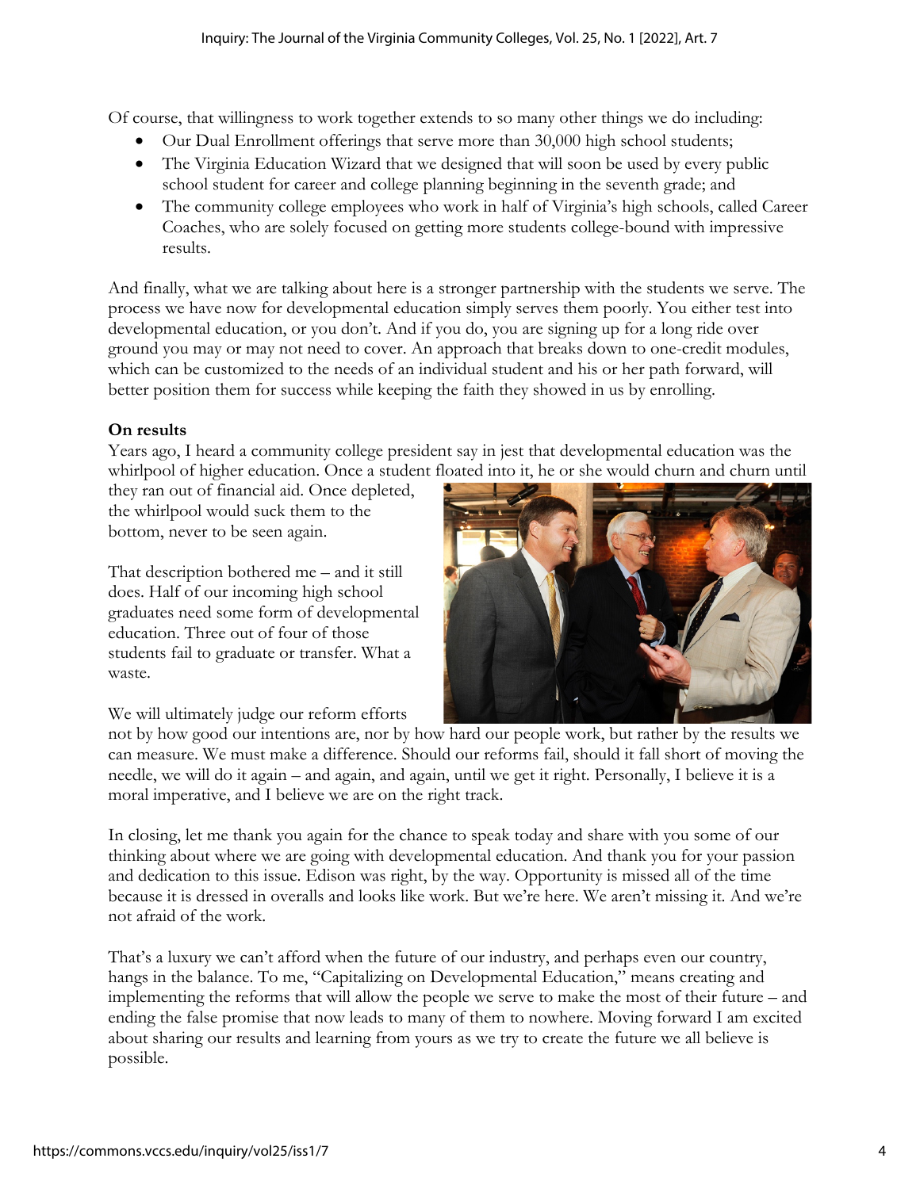Of course, that willingness to work together extends to so many other things we do including:

- Our Dual Enrollment offerings that serve more than 30,000 high school students;
- The Virginia Education Wizard that we designed that will soon be used by every public school student for career and college planning beginning in the seventh grade; and
- The community college employees who work in half of Virginia's high schools, called Career Coaches, who are solely focused on getting more students college-bound with impressive results.

And finally, what we are talking about here is a stronger partnership with the students we serve. The process we have now for developmental education simply serves them poorly. You either test into developmental education, or you don't. And if you do, you are signing up for a long ride over ground you may or may not need to cover. An approach that breaks down to one-credit modules, which can be customized to the needs of an individual student and his or her path forward, will better position them for success while keeping the faith they showed in us by enrolling.

**On results**

Years ago, I heard a community college president say in jest that developmental education was the whirlpool of higher education. Once a student floated into it, he or she would churn and churn until they ran out of financial aid. Once depleted, the whirlpool would suck them to the bottom, never to be seen again.

That description bothered me – and it still does. Half of our incoming high school graduates need some form of developmental education. Three out of four of those students fail to graduate or transfer. What a waste.

We will ultimately judge our reform efforts not by how good our intentions are, nor by how hard our people work, but rather by the results we can measure. We must make a difference. Should our reforms fail, should it fall short of moving the needle, we will do it again – and again, and again, until we get it right. Personally, I believe it is a moral imperative, and I believe we are on the right track.

In closing, let me thank you again for the chance to speak today and share with you some of our thinking about where we are going with developmental education. And thank you for your passion and dedication to this issue. Edison was right, by the way. Opportunity is missed all of the time because it is dressed in overalls and looks like work. But we're here. We aren't missing it. And we're not afraid of the work.

That's a luxury we can't afford when the future of our industry, and perhaps even our country, hangs in the balance. To me, "Capitalizing on Developmental Education," means creating and implementing the reforms that will allow the people we serve to make the most of their future – and ending the false promise that now leads to many of them to nowhere. Moving forward I am excited about sharing our results and learning from yours as we try to create the future we all believe is possible.